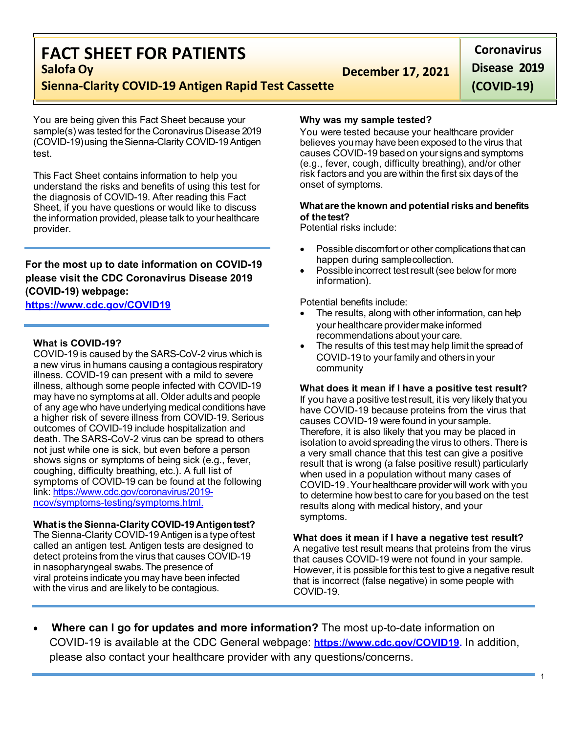# FACT SHEET FOR PATIENTS

**Salofa Oy**

**Sienna-Clarity COVID-19 Antigen Rapid Test Cassette**

**December 17, 2021**

**Coronavirus Disease 2019 (COVID-19)**

You are being given this Fact Sheet because your sample(s) was tested for the Coronavirus Disease 2019 (COVID-19) using the Sienna-Clarity COVID-19 Antigen test.

This Fact Sheet contains information to help you understand the risks and benefits of using this test for the diagnosis of COVID-19. After reading this Fact Sheet, if you have questions or would like to discuss the information provided, please talk to your healthcare provider.

**For the most up to date information on COVID-19 please visit the CDC Coronavirus Disease 2019 (COVID-19) webpage:**
**https://www.cdc.gov/COVID19**

### What is COVID-19?

COVID-19 is caused by the SARS-CoV-2 virus which is a new virus in humans causing a contagious respiratory illness. COVID-19 can present with a mild to severe illness, although some people infected with COVID-19 may have no symptoms at all. Older adults and people of any age who have underlying medical conditions have a higher risk of severe illness from COVID-19. Serious outcomes of COVID-19 include hospitalization and death. The SARS-CoV-2 virus can be spread to others not just while one is sick, but even before a person shows signs or symptoms of being sick (e.g., fever, coughing, difficulty breathing, etc.). A full list of symptoms of COVID-19 can be found at the following link: https://www.cdc.gov/coronavirus/2019-ncov/symptoms-testing/symptoms.html.

### What is the Sienna-Clarity COVID-19 Antigen test?

The Sienna-Clarity COVID-19 Antigen is a type of test called an antigen test. Antigen tests are designed to detect proteins from the virus that causes COVID-19 in nasopharyngeal swabs. The presence of viral proteins indicate you may have been infected with the virus and are likely to be contagious.

### Why was my sample tested?

You were tested because your healthcare provider believes you may have been exposed to the virus that causes COVID-19 based on your signs and symptoms (e.g., fever, cough, difficulty breathing), and/or other risk factors and you are within the first six days of the onset of symptoms.

### What are the known and potential risks and benefits of the test?

Potential risks include:

- Possible discomfort or other complications that can happen during sample collection.
- Possible incorrect test result (see below for more information).

Potential benefits include:

- The results, along with other information, can help your healthcare provider make informed recommendations about your care.
- The results of this test may help limit the spread of COVID-19 to your family and others in your community

### What does it mean if I have a positive test result?

If you have a positive test result, it is very likely that you have COVID-19 because proteins from the virus that causes COVID-19 were found in your sample. Therefore, it is also likely that you may be placed in isolation to avoid spreading the virus to others. There is a very small chance that this test can give a positive result that is wrong (a false positive result) particularly when used in a population without many cases of COVID-19 . Your healthcare provider will work with you to determine how best to care for you based on the test results along with medical history, and your symptoms.

### What does it mean if I have a negative test result?

A negative test result means that proteins from the virus that causes COVID-19 were not found in your sample. However, it is possible for this test to give a negative result that is incorrect (false negative) in some people with COVID-19.

- **Where can I go for updates and more information?** The most up-to-date information on COVID-19 is available at the CDC General webpage: **https://www.cdc.gov/COVID19.** In addition, please also contact your healthcare provider with any questions/concerns.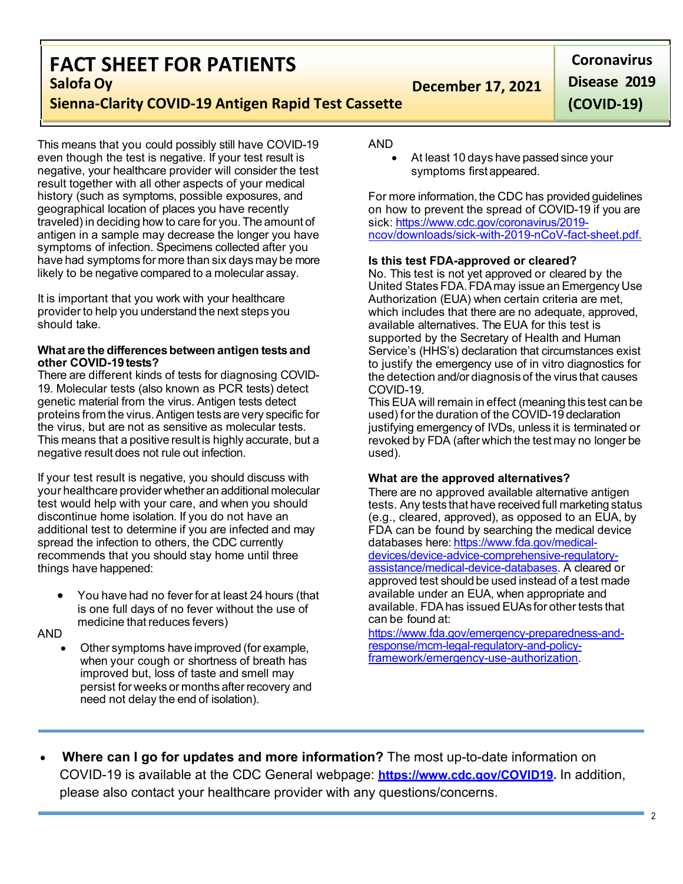# FACT SHEET FOR PATIENTS

**Salofa Oy**

**Sienna-Clarity COVID-19 Antigen Rapid Test Cassette**

**December 17, 2021**

**Coronavirus Disease 2019 (COVID-19)**

This means that you could possibly still have COVID-19 even though the test is negative. If your test result is negative, your healthcare provider will consider the test result together with all other aspects of your medical history (such as symptoms, possible exposures, and geographical location of places you have recently traveled) in deciding how to care for you. The amount of antigen in a sample may decrease the longer you have symptoms of infection. Specimens collected after you have had symptoms for more than six days may be more likely to be negative compared to a molecular assay.

It is important that you work with your healthcare provider to help you understand the next steps you should take.

**What are the differences between antigen tests and other COVID-19 tests?**

There are different kinds of tests for diagnosing COVID-19. Molecular tests (also known as PCR tests) detect genetic material from the virus. Antigen tests detect proteins from the virus. Antigen tests are very specific for the virus, but are not as sensitive as molecular tests. This means that a positive result is highly accurate, but a negative result does not rule out infection.

If your test result is negative, you should discuss with your healthcare provider whether an additional molecular test would help with your care, and when you should discontinue home isolation. If you do not have an additional test to determine if you are infected and may spread the infection to others, the CDC currently recommends that you should stay home until three things have happened:

- You have had no fever for at least 24 hours (that is one full days of no fever without the use of medicine that reduces fevers)

AND

- Other symptoms have improved (for example, when your cough or shortness of breath has improved but, loss of taste and smell may persist for weeks or months after recovery and need not delay the end of isolation).

AND

- At least 10 days have passed since your symptoms first appeared.

For more information, the CDC has provided guidelines on how to prevent the spread of COVID-19 if you are sick: https://www.cdc.gov/coronavirus/2019-ncov/downloads/sick-with-2019-nCoV-fact-sheet.pdf.

**Is this test FDA-approved or cleared?**

No. This test is not yet approved or cleared by the United States FDA. FDA may issue an Emergency Use Authorization (EUA) when certain criteria are met, which includes that there are no adequate, approved, available alternatives. The EUA for this test is supported by the Secretary of Health and Human Service's (HHS's) declaration that circumstances exist to justify the emergency use of in vitro diagnostics for the detection and/or diagnosis of the virus that causes COVID-19.

This EUA will remain in effect (meaning this test can be used) for the duration of the COVID-19 declaration justifying emergency of IVDs, unless it is terminated or revoked by FDA (after which the test may no longer be used).

**What are the approved alternatives?**

There are no approved available alternative antigen tests. Any tests that have received full marketing status (e.g., cleared, approved), as opposed to an EUA, by FDA can be found by searching the medical device databases here: https://www.fda.gov/medical-devices/device-advice-comprehensive-regulatory-assistance/medical-device-databases. A cleared or approved test should be used instead of a test made available under an EUA, when appropriate and available. FDA has issued EUAs for other tests that can be found at: https://www.fda.gov/emergency-preparedness-and-response/mcm-legal-regulatory-and-policy-framework/emergency-use-authorization.

- **Where can I go for updates and more information?** The most up-to-date information on COVID-19 is available at the CDC General webpage: **https://www.cdc.gov/COVID19.** In addition, please also contact your healthcare provider with any questions/concerns.